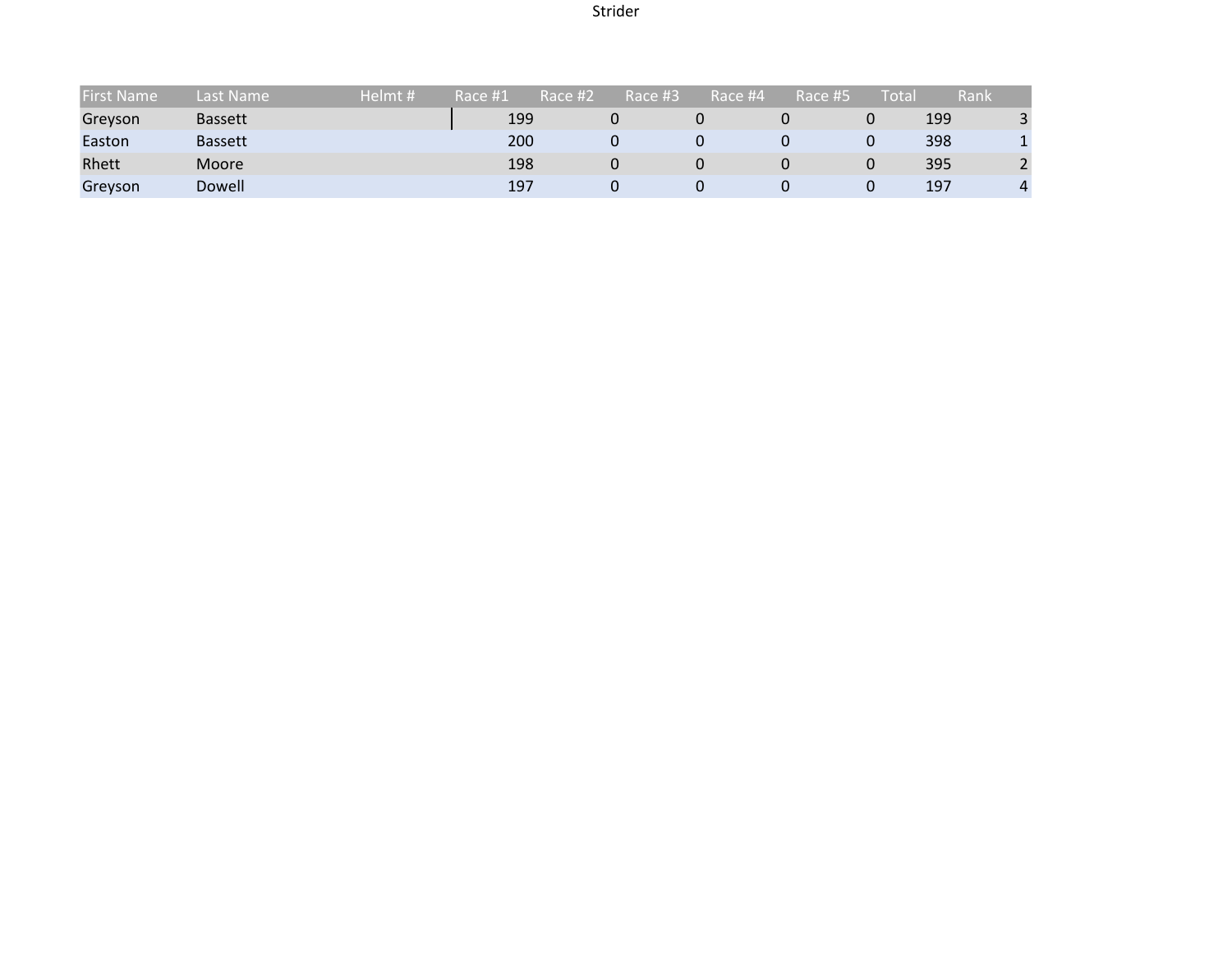Strider

| First Name | Last Name | Helmt # | Race #1 | Race #2 | Race #3 | Race #4 | Race #5 | Total | Rank |
| --- | --- | --- | --- | --- | --- | --- | --- | --- | --- |
| Greyson | Bassett | | 199 | 0 | 0 | 0 | 0 | 199 | 3 |
| Easton | Bassett | | 200 | 0 | 0 | 0 | 0 | 398 | 1 |
| Rhett | Moore | | 198 | 0 | 0 | 0 | 0 | 395 | 2 |
| Greyson | Dowell | | 197 | 0 | 0 | 0 | 0 | 197 | 4 |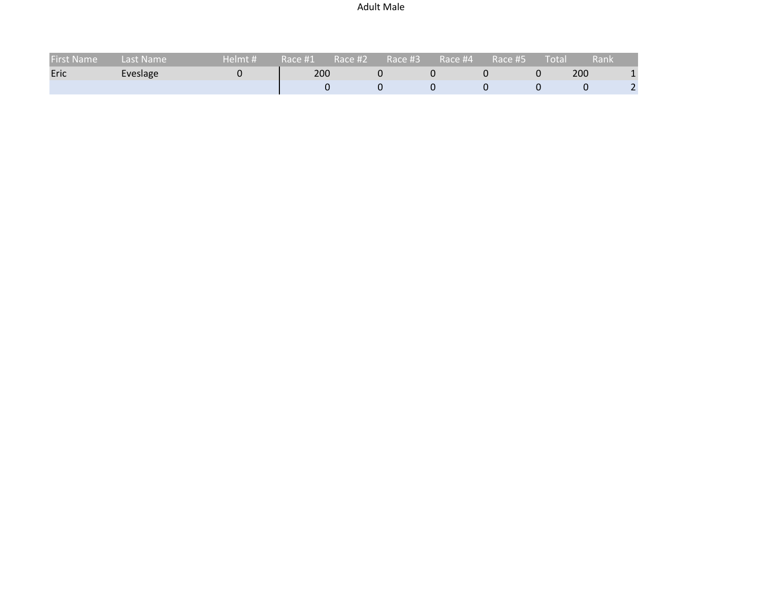Adult Male

| First Name | Last Name | Helmt # | Race #1 | Race #2 | Race #3 | Race #4 | Race #5 | Total | Rank |
|---|---|---|---|---|---|---|---|---|---|
| Eric | Eveslage | 0 | 200 | 0 | 0 | 0 | 0 | 200 | 1 |
| | | | 0 | 0 | 0 | 0 | 0 | 0 | 2 |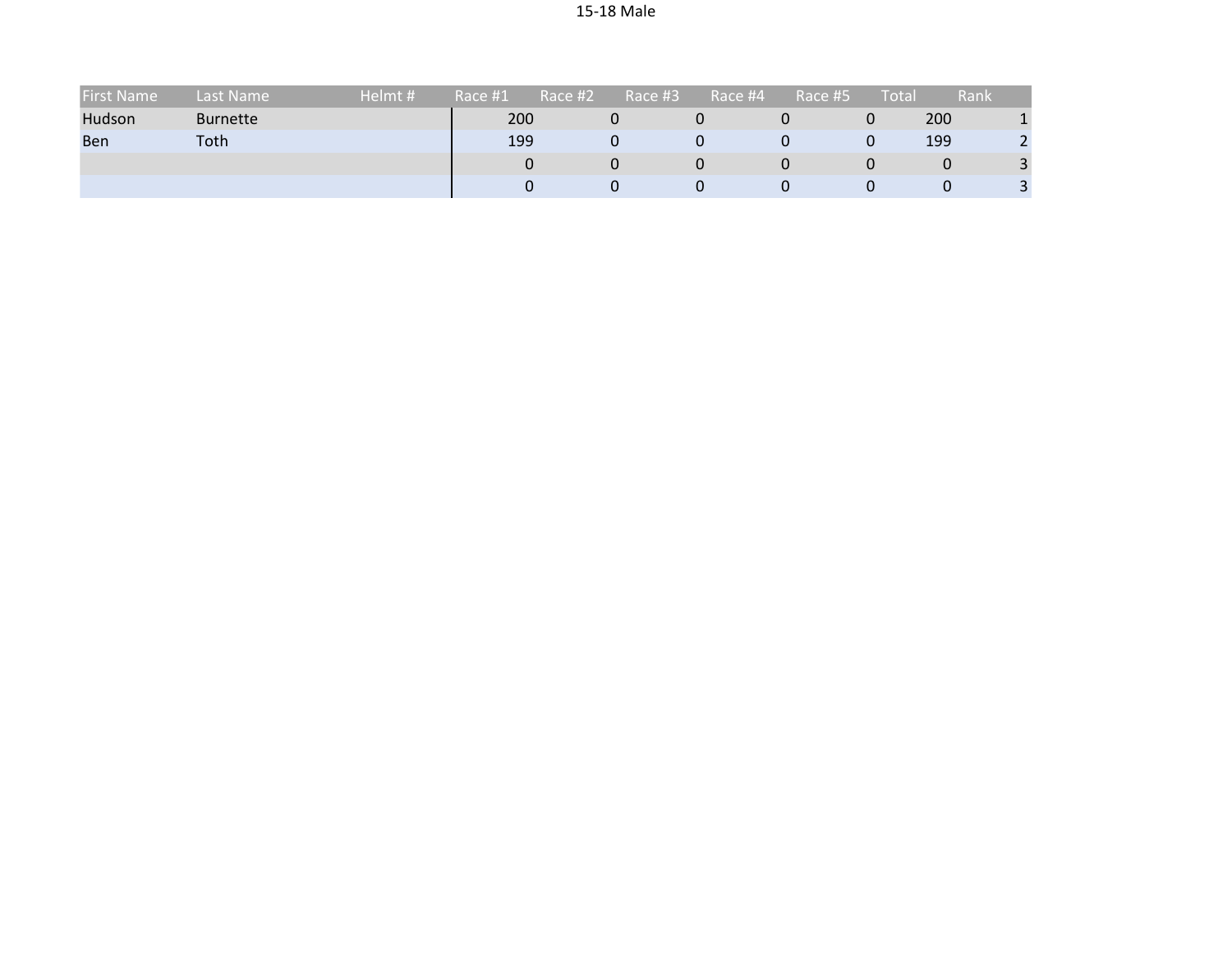15-18 Male

| First Name | Last Name | Helmt # | Race #1 | Race #2 | Race #3 | Race #4 | Race #5 | Total | Rank |
|---|---|---|---|---|---|---|---|---|---|
| Hudson | Burnette | | 200 | 0 | 0 | 0 | 0 | 200 | 1 |
| Ben | Toth | | 199 | 0 | 0 | 0 | 0 | 199 | 2 |
| | | | 0 | 0 | 0 | 0 | 0 | 0 | 3 |
| | | | 0 | 0 | 0 | 0 | 0 | 0 | 3 |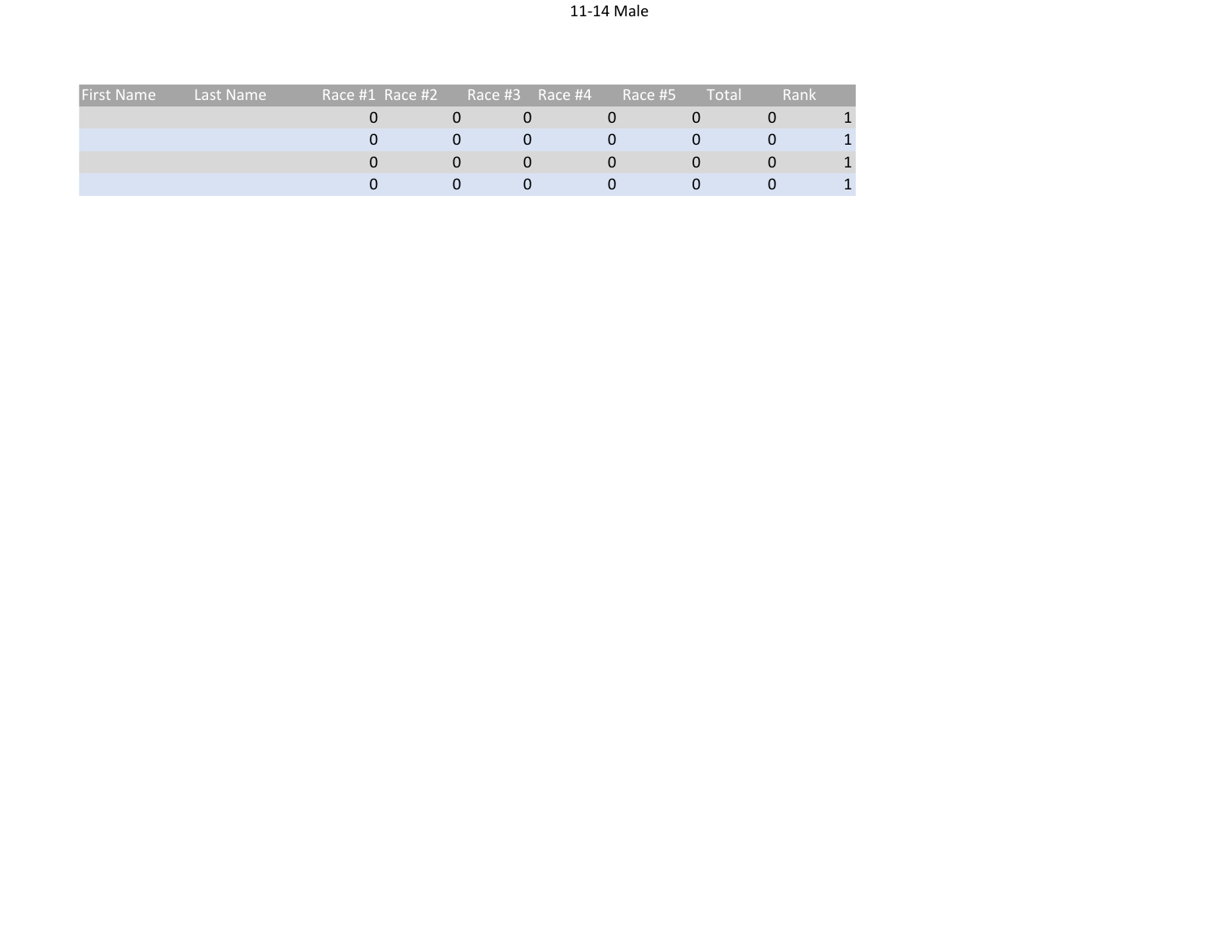# 11-14 Male

| First Name | Last Name | Race #1 | Race #2 | Race #3 | Race #4 | Race #5 | Total | Rank |
|---|---|---|---|---|---|---|---|---|
| | | 0 | 0 | 0 | 0 | 0 | 0 | 1 |
| | | 0 | 0 | 0 | 0 | 0 | 0 | 1 |
| | | 0 | 0 | 0 | 0 | 0 | 0 | 1 |
| | | 0 | 0 | 0 | 0 | 0 | 0 | 1 |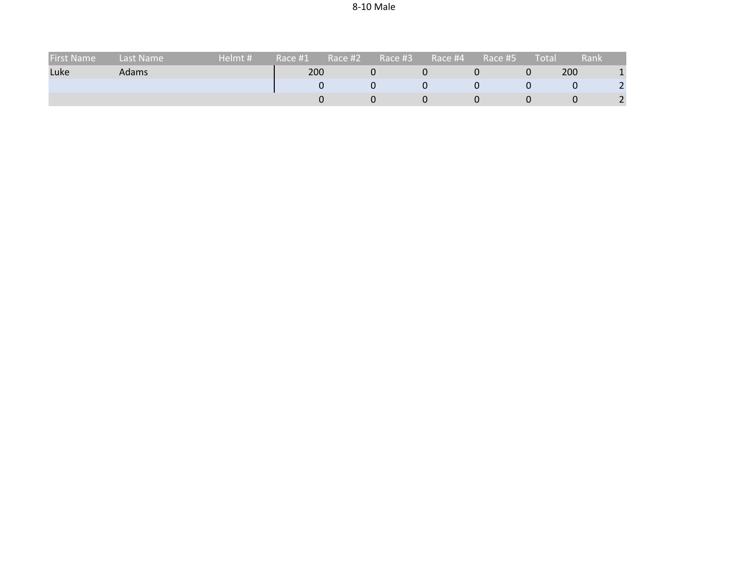8-10 Male

| First Name | Last Name | Helmt # | Race #1 | Race #2 | Race #3 | Race #4 | Race #5 | Total | Rank |
|---|---|---|---|---|---|---|---|---|---|
| Luke | Adams | | 200 | 0 | 0 | 0 | 0 | 200 | 1 |
| | | | 0 | 0 | 0 | 0 | 0 | 0 | 2 |
| | | | 0 | 0 | 0 | 0 | 0 | 0 | 2 |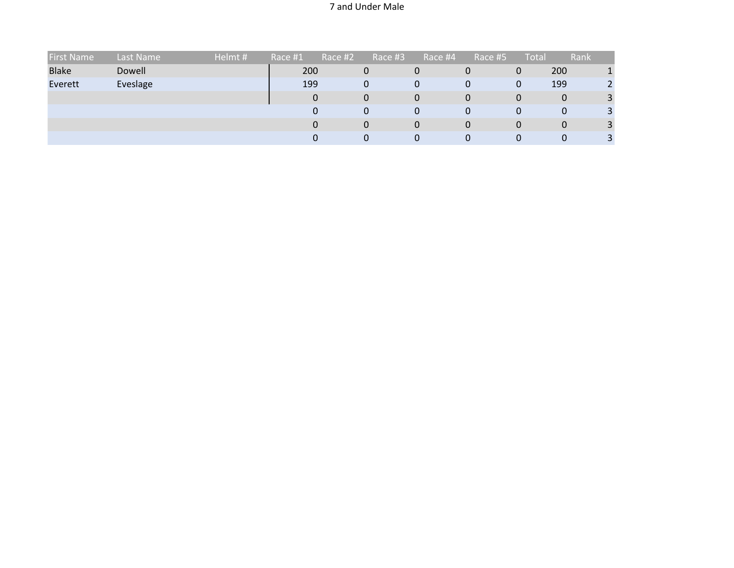7 and Under Male

| First Name | Last Name | Helmt # | Race #1 | Race #2 | Race #3 | Race #4 | Race #5 | Total | Rank |
|---|---|---|---|---|---|---|---|---|---|
| Blake | Dowell | | 200 | 0 | 0 | 0 | 0 | 200 | 1 |
| Everett | Eveslage | | 199 | 0 | 0 | 0 | 0 | 199 | 2 |
| | | | 0 | 0 | 0 | 0 | 0 | 0 | 3 |
| | | | 0 | 0 | 0 | 0 | 0 | 0 | 3 |
| | | | 0 | 0 | 0 | 0 | 0 | 0 | 3 |
| | | | 0 | 0 | 0 | 0 | 0 | 0 | 3 |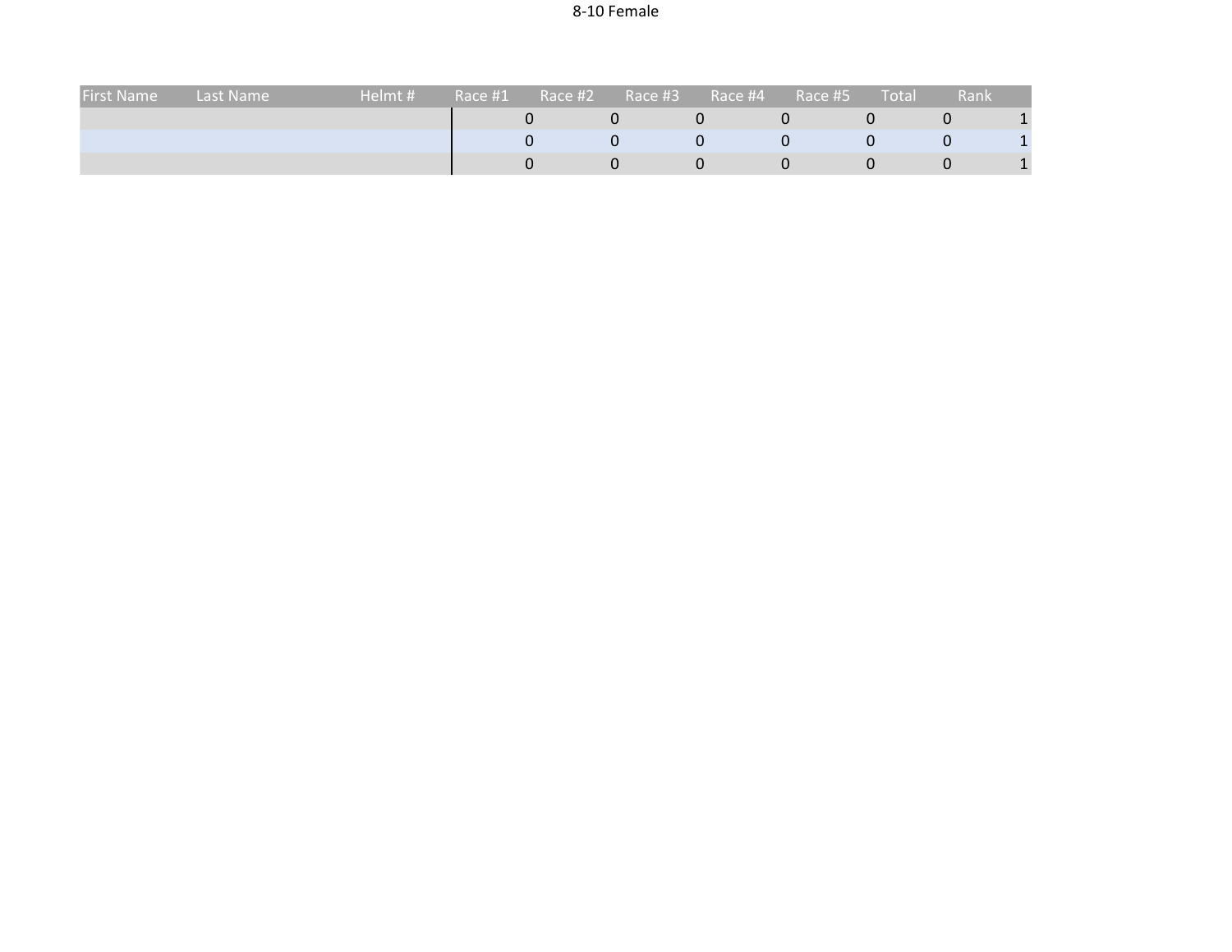# 8-10 Female

| First Name | Last Name | Helmt # | Race #1 | Race #2 | Race #3 | Race #4 | Race #5 | Total | Rank |
|---|---|---|---|---|---|---|---|---|---|
| | | | 0 | 0 | 0 | 0 | 0 | 0 | 1 |
| | | | 0 | 0 | 0 | 0 | 0 | 0 | 1 |
| | | | 0 | 0 | 0 | 0 | 0 | 0 | 1 |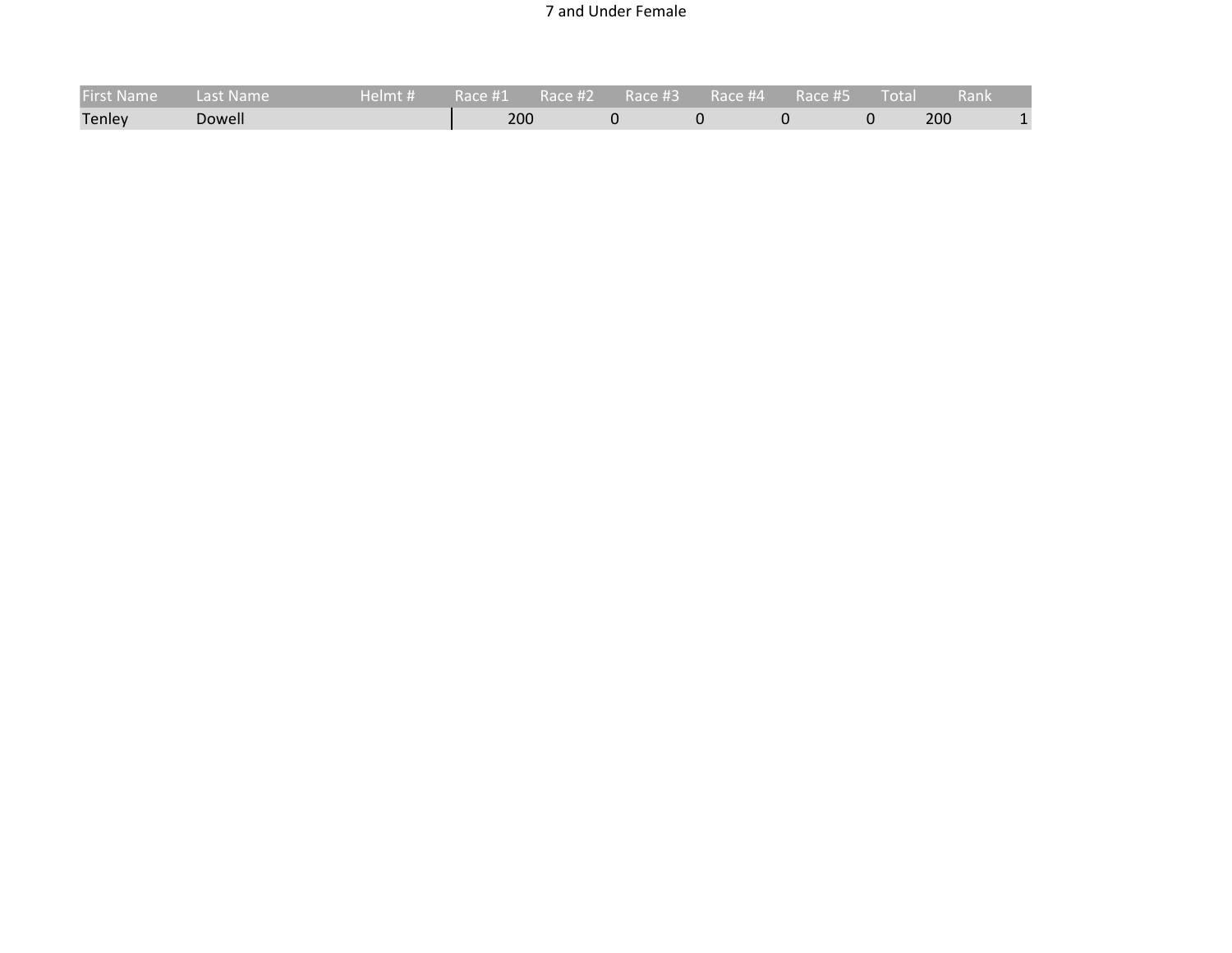# 7 and Under Female

| First Name | Last Name | Helmt # | Race #1 | Race #2 | Race #3 | Race #4 | Race #5 | Total | Rank |
|---|---|---|---|---|---|---|---|---|---|
| Tenley | Dowell | | 200 | 0 | 0 | 0 | 0 | 200 | 1 |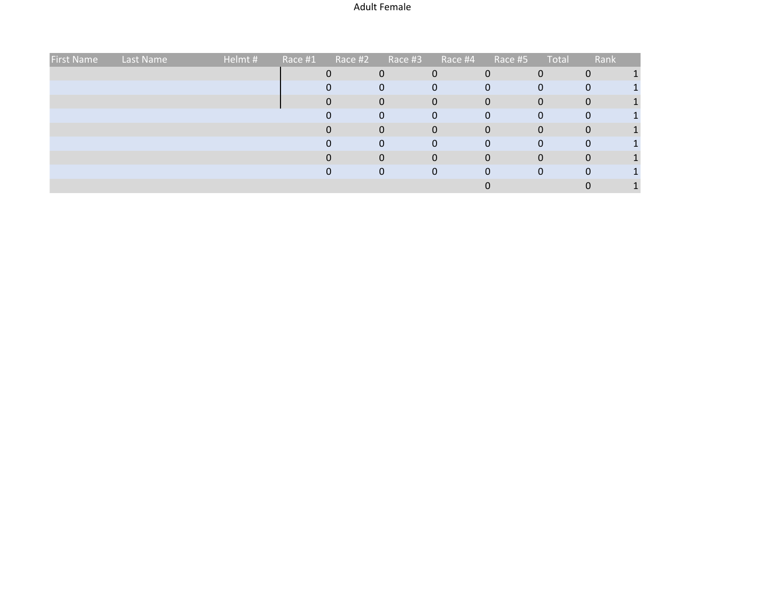Adult Female

| First Name | Last Name | Helmt # | Race #1 | Race #2 | Race #3 | Race #4 | Race #5 | Total | Rank |
|---|---|---|---|---|---|---|---|---|---|
| | | | 0 | 0 | 0 | 0 | 0 | 0 | 1 |
| | | | 0 | 0 | 0 | 0 | 0 | 0 | 1 |
| | | | 0 | 0 | 0 | 0 | 0 | 0 | 1 |
| | | | 0 | 0 | 0 | 0 | 0 | 0 | 1 |
| | | | 0 | 0 | 0 | 0 | 0 | 0 | 1 |
| | | | 0 | 0 | 0 | 0 | 0 | 0 | 1 |
| | | | 0 | 0 | 0 | 0 | 0 | 0 | 1 |
| | | | 0 | 0 | 0 | 0 | 0 | 0 | 1 |
| | | | | | | 0 | | 0 | 1 |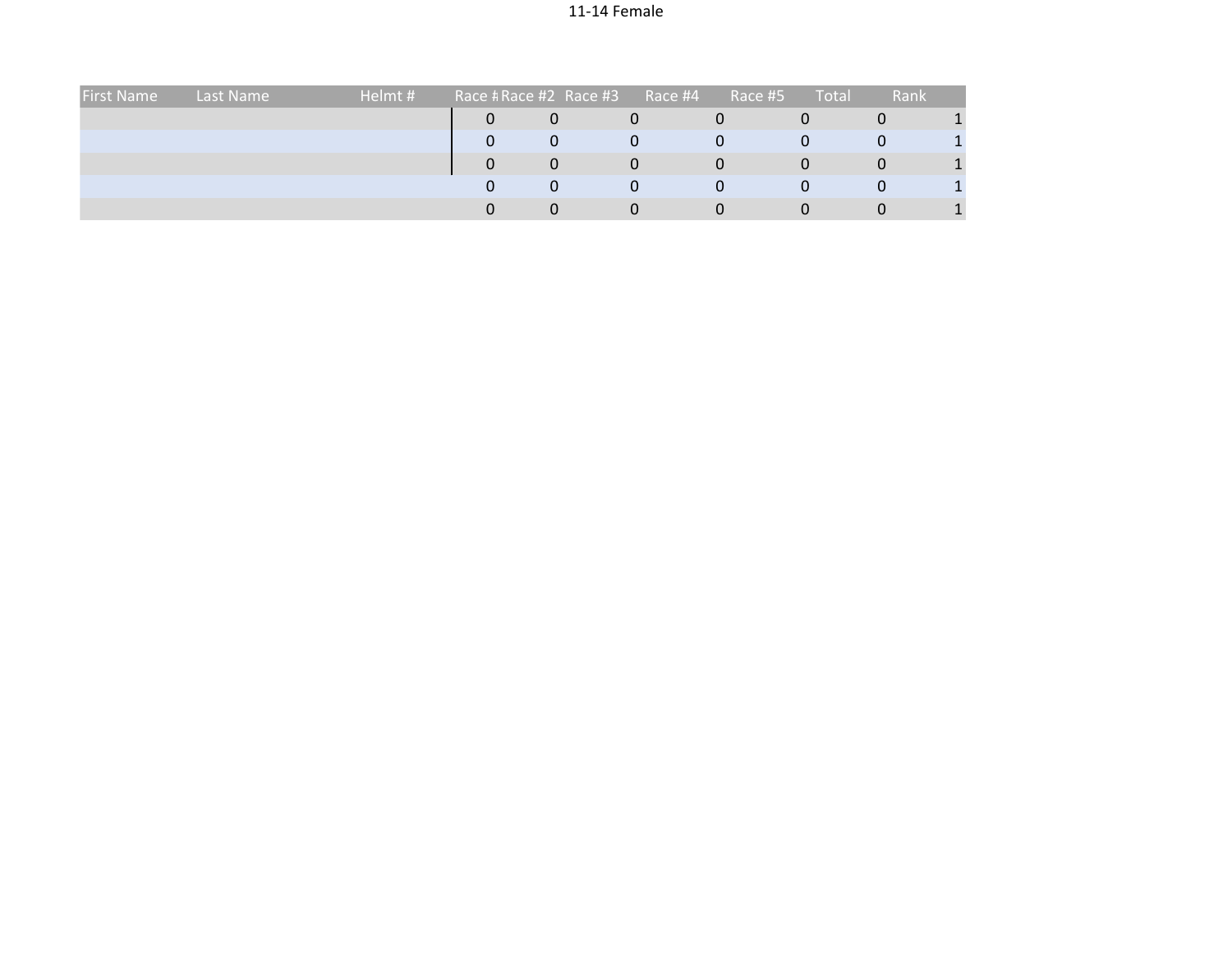# 11-14 Female

| First Name | Last Name | Helmt # | Race # | Race #2 | Race #3 | Race #4 | Race #5 | Total | Rank |
|---|---|---|---|---|---|---|---|---|---|
| | | | 0 | 0 | 0 | 0 | 0 | 0 | 1 |
| | | | 0 | 0 | 0 | 0 | 0 | 0 | 1 |
| | | | 0 | 0 | 0 | 0 | 0 | 0 | 1 |
| | | | 0 | 0 | 0 | 0 | 0 | 0 | 1 |
| | | | 0 | 0 | 0 | 0 | 0 | 0 | 1 |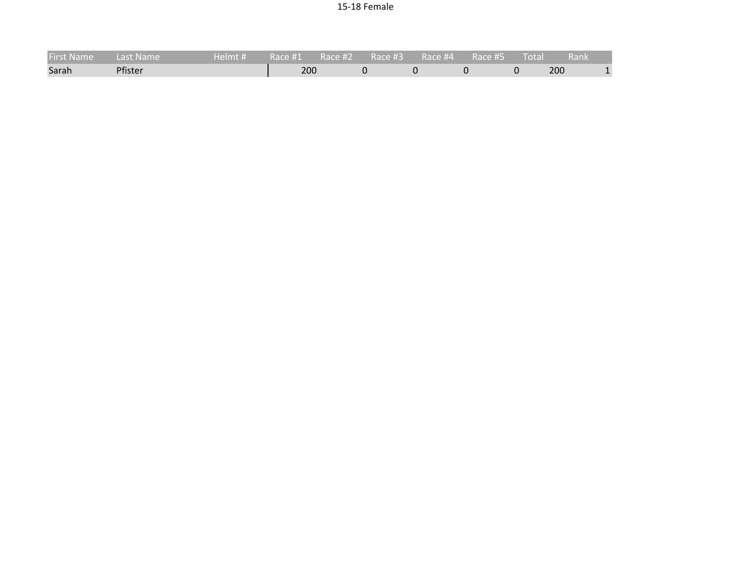15-18 Female

| First Name | Last Name | Helmt # | Race #1 | Race #2 | Race #3 | Race #4 | Race #5 | Total | Rank |
|---|---|---|---|---|---|---|---|---|---|
| Sarah | Pfister | | 200 | 0 | 0 | 0 | 0 | 200 | 1 |